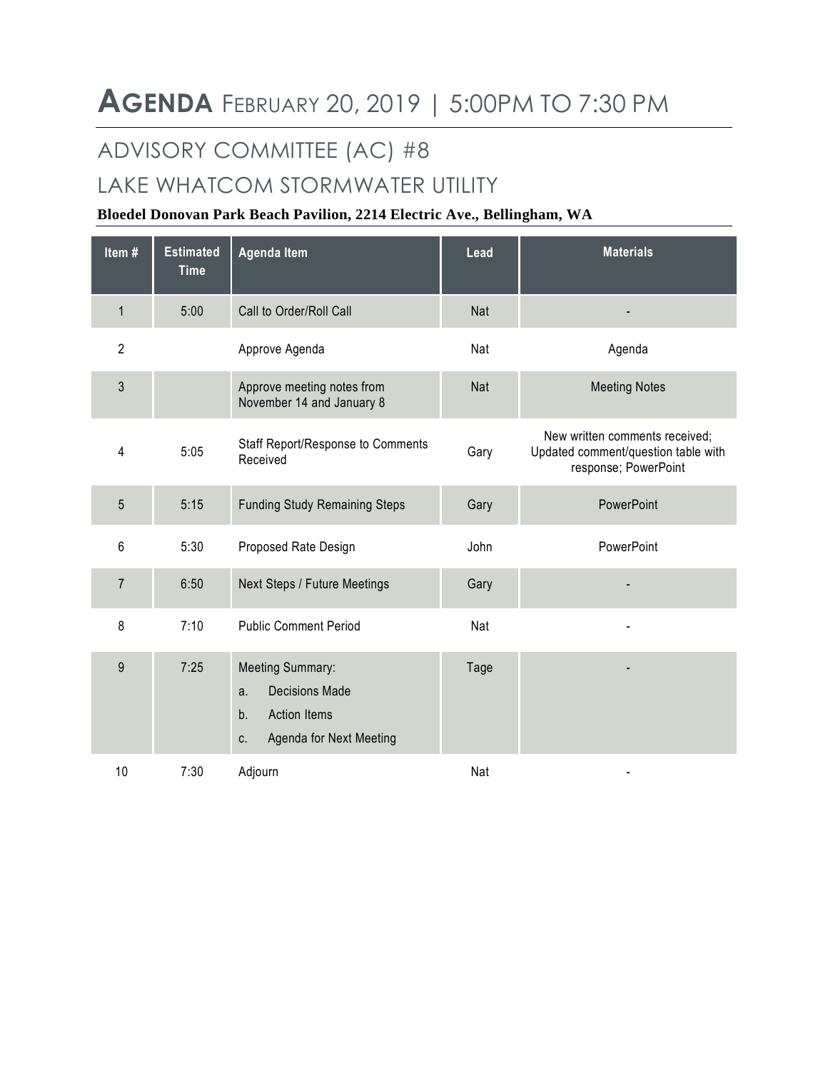# **AGENDA** FEBRUARY 20, 2019 | 5:00PM TO 7:30 PM

## ADVISORY COMMITTEE (AC) #8

## LAKE WHATCOM STORMWATER UTILITY

**Bloedel Donovan Park Beach Pavilion, 2214 Electric Ave., Bellingham, WA**

| Item # | Estimated Time | Agenda Item | Lead | Materials |
|---|---|---|---|---|
| 1 | 5:00 | Call to Order/Roll Call | Nat | - |
| 2 | | Approve Agenda | Nat | Agenda |
| 3 | | Approve meeting notes from November 14 and January 8 | Nat | Meeting Notes |
| 4 | 5:05 | Staff Report/Response to Comments Received | Gary | New written comments received; Updated comment/question table with response; PowerPoint |
| 5 | 5:15 | Funding Study Remaining Steps | Gary | PowerPoint |
| 6 | 5:30 | Proposed Rate Design | John | PowerPoint |
| 7 | 6:50 | Next Steps / Future Meetings | Gary | - |
| 8 | 7:10 | Public Comment Period | Nat | - |
| 9 | 7:25 | Meeting Summary:<br>a. Decisions Made<br>b. Action Items<br>c. Agenda for Next Meeting | Tage | - |
| 10 | 7:30 | Adjourn | Nat | - |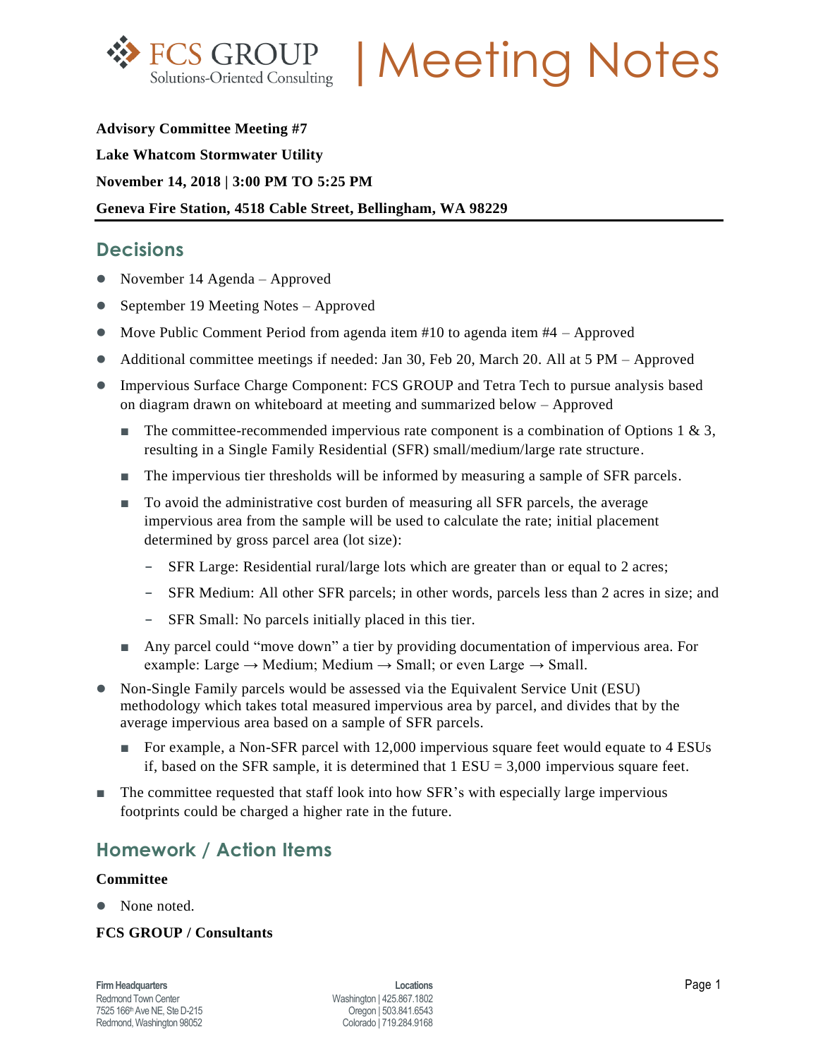# | Meeting Notes

**Advisory Committee Meeting #7**

**Lake Whatcom Stormwater Utility**

**November 14, 2018 | 3:00 PM TO 5:25 PM**

**Geneva Fire Station, 4518 Cable Street, Bellingham, WA 98229**

## Decisions

- November 14 Agenda – Approved
- September 19 Meeting Notes – Approved
- Move Public Comment Period from agenda item #10 to agenda item #4 – Approved
- Additional committee meetings if needed: Jan 30, Feb 20, March 20. All at 5 PM – Approved
- Impervious Surface Charge Component: FCS GROUP and Tetra Tech to pursue analysis based on diagram drawn on whiteboard at meeting and summarized below – Approved
  - The committee-recommended impervious rate component is a combination of Options 1 & 3, resulting in a Single Family Residential (SFR) small/medium/large rate structure.
  - The impervious tier thresholds will be informed by measuring a sample of SFR parcels.
  - To avoid the administrative cost burden of measuring all SFR parcels, the average impervious area from the sample will be used to calculate the rate; initial placement determined by gross parcel area (lot size):
    - SFR Large: Residential rural/large lots which are greater than or equal to 2 acres;
    - SFR Medium: All other SFR parcels; in other words, parcels less than 2 acres in size; and
    - SFR Small: No parcels initially placed in this tier.
  - Any parcel could "move down" a tier by providing documentation of impervious area. For example: Large → Medium; Medium → Small; or even Large → Small.
- Non-Single Family parcels would be assessed via the Equivalent Service Unit (ESU) methodology which takes total measured impervious area by parcel, and divides that by the average impervious area based on a sample of SFR parcels.
  - For example, a Non-SFR parcel with 12,000 impervious square feet would equate to 4 ESUs if, based on the SFR sample, it is determined that 1 ESU = 3,000 impervious square feet.
- The committee requested that staff look into how SFR's with especially large impervious footprints could be charged a higher rate in the future.

## Homework / Action Items

**Committee**

- None noted.

**FCS GROUP / Consultants**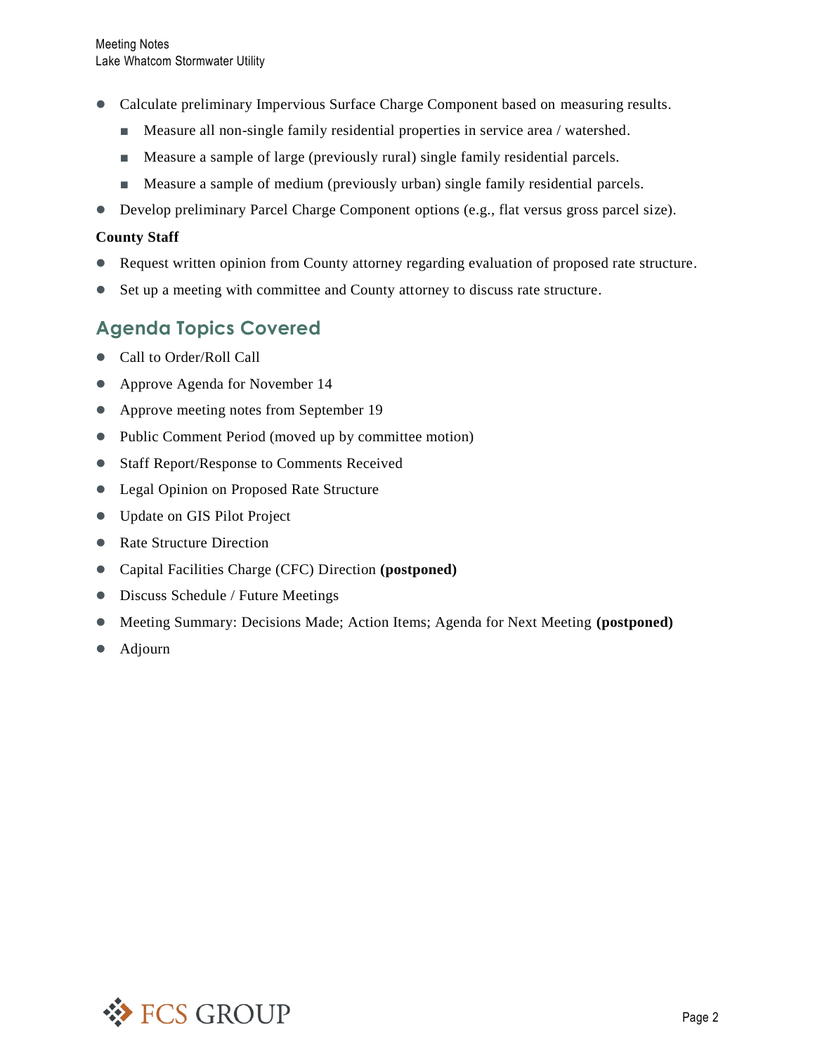- Calculate preliminary Impervious Surface Charge Component based on measuring results.
  - Measure all non-single family residential properties in service area / watershed.
  - Measure a sample of large (previously rural) single family residential parcels.
  - Measure a sample of medium (previously urban) single family residential parcels.
- Develop preliminary Parcel Charge Component options (e.g., flat versus gross parcel size).

**County Staff**

- Request written opinion from County attorney regarding evaluation of proposed rate structure.
- Set up a meeting with committee and County attorney to discuss rate structure.

## Agenda Topics Covered

- Call to Order/Roll Call
- Approve Agenda for November 14
- Approve meeting notes from September 19
- Public Comment Period (moved up by committee motion)
- Staff Report/Response to Comments Received
- Legal Opinion on Proposed Rate Structure
- Update on GIS Pilot Project
- Rate Structure Direction
- Capital Facilities Charge (CFC) Direction **(postponed)**
- Discuss Schedule / Future Meetings
- Meeting Summary: Decisions Made; Action Items; Agenda for Next Meeting **(postponed)**
- Adjourn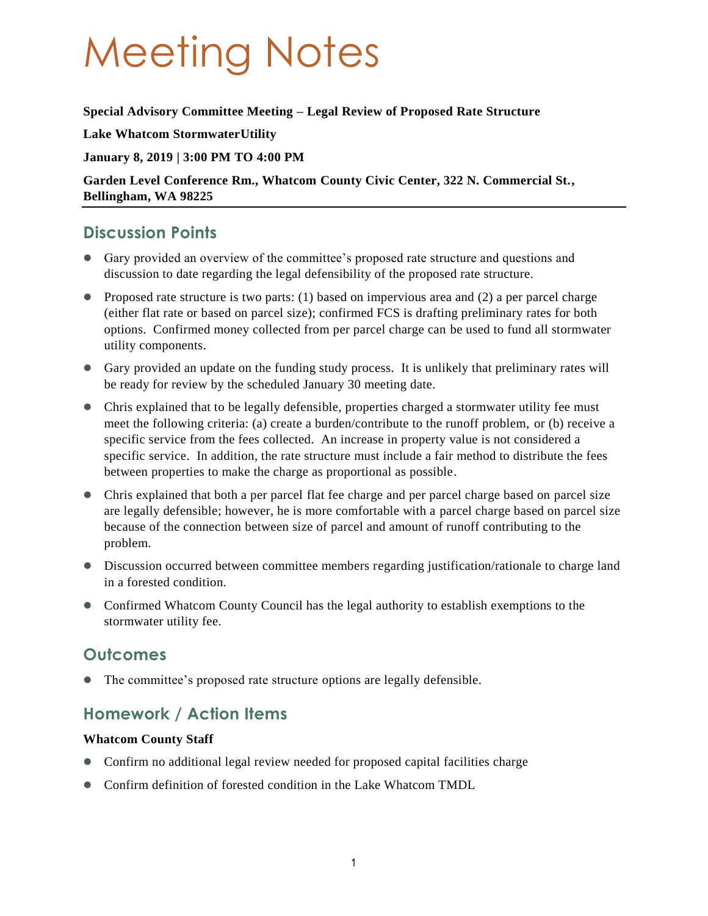# Meeting Notes

**Special Advisory Committee Meeting – Legal Review of Proposed Rate Structure**

**Lake Whatcom StormwaterUtility**

**January 8, 2019 | 3:00 PM TO 4:00 PM**

**Garden Level Conference Rm., Whatcom County Civic Center, 322 N. Commercial St., Bellingham, WA 98225**

## Discussion Points

- Gary provided an overview of the committee's proposed rate structure and questions and discussion to date regarding the legal defensibility of the proposed rate structure.
- Proposed rate structure is two parts: (1) based on impervious area and (2) a per parcel charge (either flat rate or based on parcel size); confirmed FCS is drafting preliminary rates for both options. Confirmed money collected from per parcel charge can be used to fund all stormwater utility components.
- Gary provided an update on the funding study process. It is unlikely that preliminary rates will be ready for review by the scheduled January 30 meeting date.
- Chris explained that to be legally defensible, properties charged a stormwater utility fee must meet the following criteria: (a) create a burden/contribute to the runoff problem, or (b) receive a specific service from the fees collected. An increase in property value is not considered a specific service. In addition, the rate structure must include a fair method to distribute the fees between properties to make the charge as proportional as possible.
- Chris explained that both a per parcel flat fee charge and per parcel charge based on parcel size are legally defensible; however, he is more comfortable with a parcel charge based on parcel size because of the connection between size of parcel and amount of runoff contributing to the problem.
- Discussion occurred between committee members regarding justification/rationale to charge land in a forested condition.
- Confirmed Whatcom County Council has the legal authority to establish exemptions to the stormwater utility fee.

## Outcomes

- The committee's proposed rate structure options are legally defensible.

## Homework / Action Items

**Whatcom County Staff**

- Confirm no additional legal review needed for proposed capital facilities charge
- Confirm definition of forested condition in the Lake Whatcom TMDL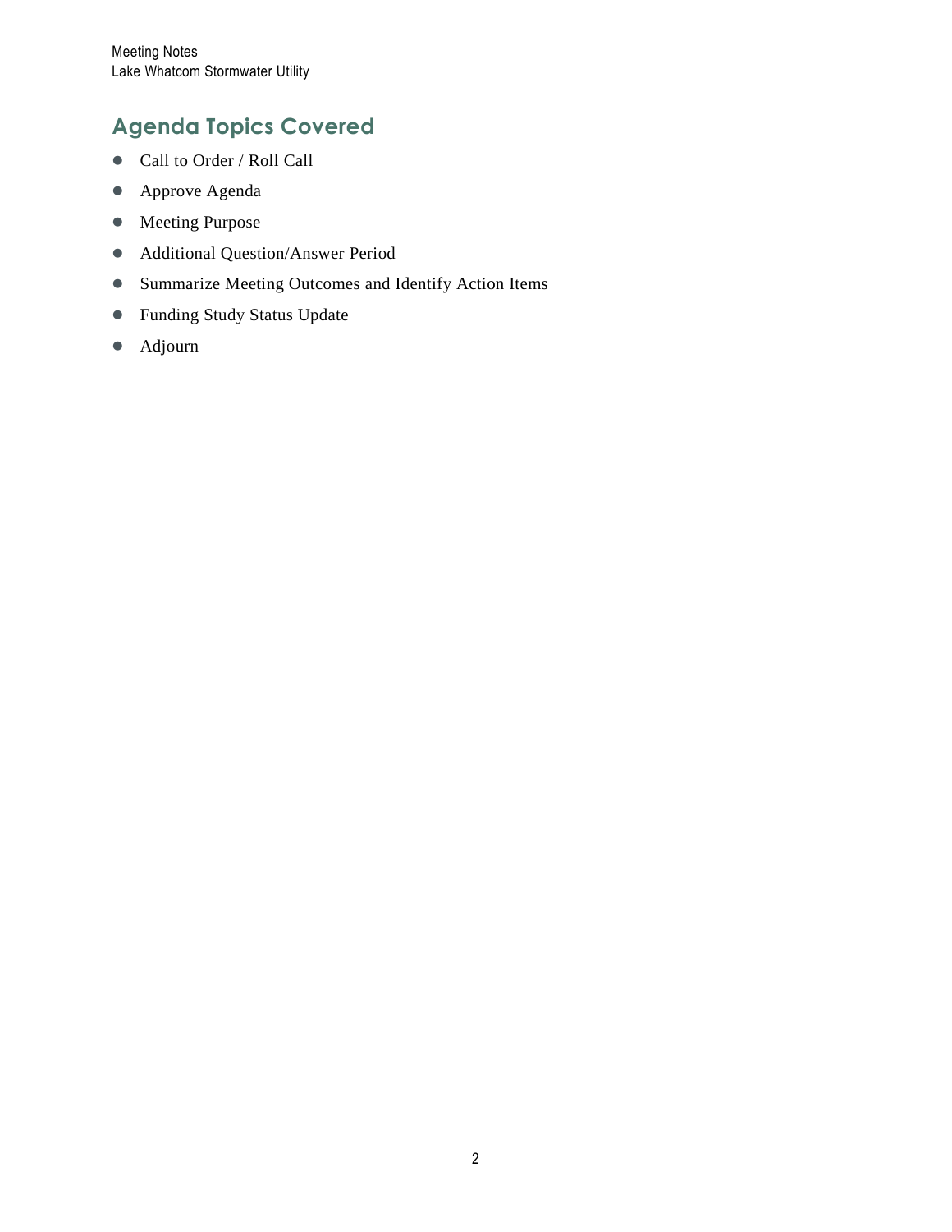## Agenda Topics Covered

- Call to Order / Roll Call
- Approve Agenda
- Meeting Purpose
- Additional Question/Answer Period
- Summarize Meeting Outcomes and Identify Action Items
- Funding Study Status Update
- Adjourn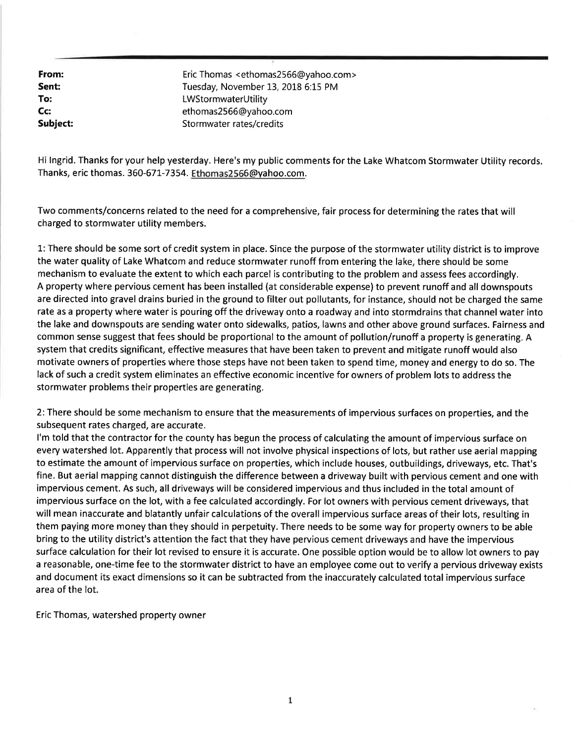| | |
|---|---|
| **From:** | Eric Thomas <ethomas2566@yahoo.com> |
| **Sent:** | Tuesday, November 13, 2018 6:15 PM |
| **To:** | LWStormwaterUtility |
| **Cc:** | ethomas2566@yahoo.com |
| **Subject:** | Stormwater rates/credits |

Hi Ingrid. Thanks for your help yesterday. Here's my public comments for the Lake Whatcom Stormwater Utility records. Thanks, eric thomas. 360-671-7354. Ethomas2566@yahoo.com.

Two comments/concerns related to the need for a comprehensive, fair process for determining the rates that will charged to stormwater utility members.

1: There should be some sort of credit system in place. Since the purpose of the stormwater utility district is to improve the water quality of Lake Whatcom and reduce stormwater runoff from entering the lake, there should be some mechanism to evaluate the extent to which each parcel is contributing to the problem and assess fees accordingly. A property where pervious cement has been installed (at considerable expense) to prevent runoff and all downspouts are directed into gravel drains buried in the ground to filter out pollutants, for instance, should not be charged the same rate as a property where water is pouring off the driveway onto a roadway and into stormdrains that channel water into the lake and downspouts are sending water onto sidewalks, patios, lawns and other above ground surfaces. Fairness and common sense suggest that fees should be proportional to the amount of pollution/runoff a property is generating. A system that credits significant, effective measures that have been taken to prevent and mitigate runoff would also motivate owners of properties where those steps have not been taken to spend time, money and energy to do so. The lack of such a credit system eliminates an effective economic incentive for owners of problem lots to address the stormwater problems their properties are generating.

2: There should be some mechanism to ensure that the measurements of impervious surfaces on properties, and the subsequent rates charged, are accurate.
I'm told that the contractor for the county has begun the process of calculating the amount of impervious surface on every watershed lot. Apparently that process will not involve physical inspections of lots, but rather use aerial mapping to estimate the amount of impervious surface on properties, which include houses, outbuildings, driveways, etc. That's fine. But aerial mapping cannot distinguish the difference between a driveway built with pervious cement and one with impervious cement. As such, all driveways will be considered impervious and thus included in the total amount of impervious surface on the lot, with a fee calculated accordingly. For lot owners with pervious cement driveways, that will mean inaccurate and blatantly unfair calculations of the overall impervious surface areas of their lots, resulting in them paying more money than they should in perpetuity. There needs to be some way for property owners to be able bring to the utility district's attention the fact that they have pervious cement driveways and have the impervious surface calculation for their lot revised to ensure it is accurate. One possible option would be to allow lot owners to pay a reasonable, one-time fee to the stormwater district to have an employee come out to verify a pervious driveway exists and document its exact dimensions so it can be subtracted from the inaccurately calculated total impervious surface area of the lot.

Eric Thomas, watershed property owner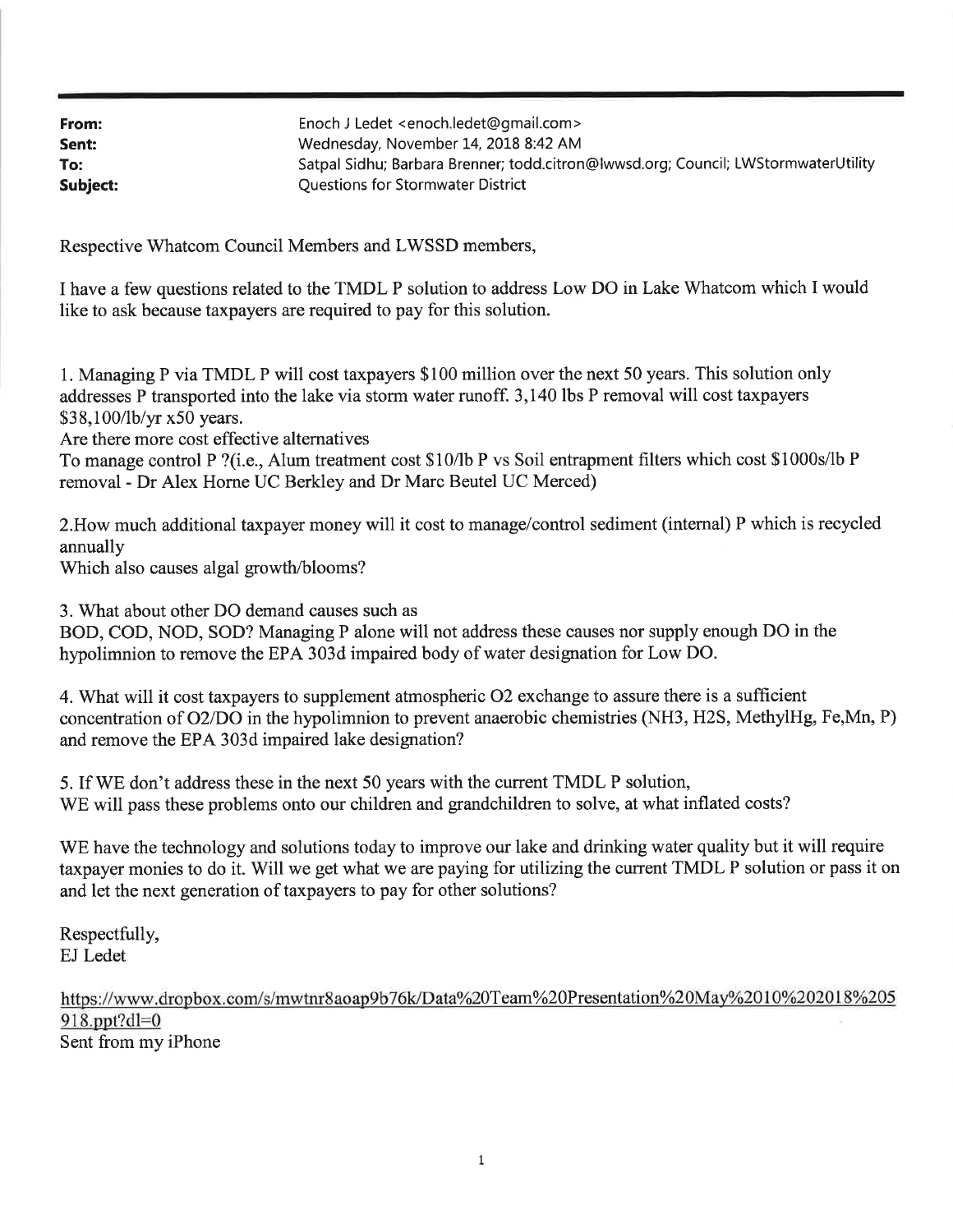**From:** Enoch J Ledet <enoch.ledet@gmail.com>
**Sent:** Wednesday, November 14, 2018 8:42 AM
**To:** Satpal Sidhu; Barbara Brenner; todd.citron@lwwsd.org; Council; LWStormwaterUtility
**Subject:** Questions for Stormwater District

Respective Whatcom Council Members and LWSSD members,

I have a few questions related to the TMDL P solution to address Low DO in Lake Whatcom which I would like to ask because taxpayers are required to pay for this solution.

1. Managing P via TMDL P will cost taxpayers $100 million over the next 50 years. This solution only addresses P transported into the lake via storm water runoff. 3,140 lbs P removal will cost taxpayers $38,100/lb/yr x50 years.
Are there more cost effective alternatives
To manage control P ?(i.e., Alum treatment cost $10/lb P vs Soil entrapment filters which cost $1000s/lb P removal - Dr Alex Horne UC Berkley and Dr Marc Beutel UC Merced)

2. How much additional taxpayer money will it cost to manage/control sediment (internal) P which is recycled annually
Which also causes algal growth/blooms?

3. What about other DO demand causes such as
BOD, COD, NOD, SOD? Managing P alone will not address these causes nor supply enough DO in the hypolimnion to remove the EPA 303d impaired body of water designation for Low DO.

4. What will it cost taxpayers to supplement atmospheric $O_2$ exchange to assure there is a sufficient concentration of $O_2$/DO in the hypolimnion to prevent anaerobic chemistries ($NH_3$, $H_2S$, MethylHg, Fe,Mn, P) and remove the EPA 303d impaired lake designation?

5. If WE don't address these in the next 50 years with the current TMDL P solution,
WE will pass these problems onto our children and grandchildren to solve, at what inflated costs?

WE have the technology and solutions today to improve our lake and drinking water quality but it will require taxpayer monies to do it. Will we get what we are paying for utilizing the current TMDL P solution or pass it on and let the next generation of taxpayers to pay for other solutions?

Respectfully,
EJ Ledet

https://www.dropbox.com/s/mwtnr8aoap9b76k/Data%20Team%20Presentation%20May%2010%202018%205918.ppt?dl=0
Sent from my iPhone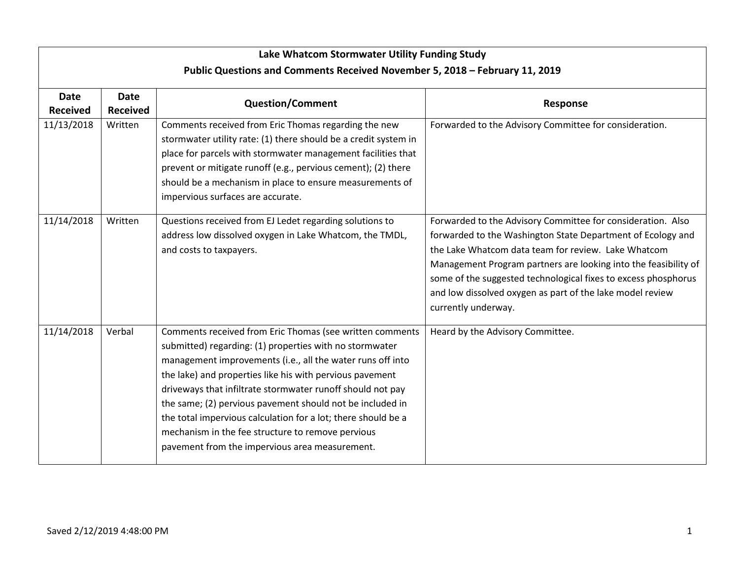| Lake Whatcom Stormwater Utility Funding Study<br>Public Questions and Comments Received November 5, 2018 – February 11, 2019 | | | |
|---|---|---|---|
| **Date Received** | **Date Received** | **Question/Comment** | **Response** |
| 11/13/2018 | Written | Comments received from Eric Thomas regarding the new stormwater utility rate: (1) there should be a credit system in place for parcels with stormwater management facilities that prevent or mitigate runoff (e.g., pervious cement); (2) there should be a mechanism in place to ensure measurements of impervious surfaces are accurate. | Forwarded to the Advisory Committee for consideration. |
| 11/14/2018 | Written | Questions received from EJ Ledet regarding solutions to address low dissolved oxygen in Lake Whatcom, the TMDL, and costs to taxpayers. | Forwarded to the Advisory Committee for consideration. Also forwarded to the Washington State Department of Ecology and the Lake Whatcom data team for review. Lake Whatcom Management Program partners are looking into the feasibility of some of the suggested technological fixes to excess phosphorus and low dissolved oxygen as part of the lake model review currently underway. |
| 11/14/2018 | Verbal | Comments received from Eric Thomas (see written comments submitted) regarding: (1) properties with no stormwater management improvements (i.e., all the water runs off into the lake) and properties like his with pervious pavement driveways that infiltrate stormwater runoff should not pay the same; (2) pervious pavement should not be included in the total impervious calculation for a lot; there should be a mechanism in the fee structure to remove pervious pavement from the impervious area measurement. | Heard by the Advisory Committee. |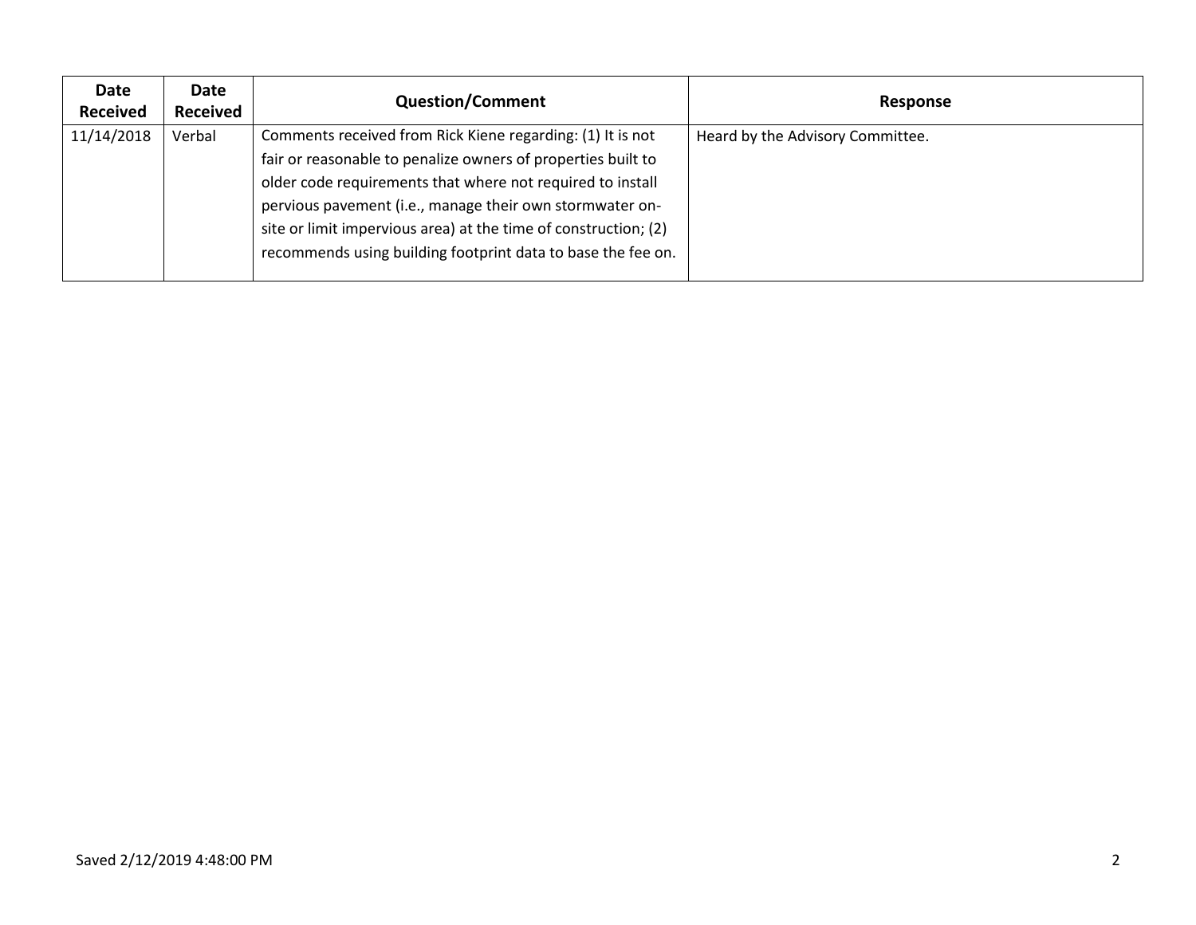| Date Received | Date Received | Question/Comment | Response |
| --- | --- | --- | --- |
| 11/14/2018 | Verbal | Comments received from Rick Kiene regarding: (1) It is not fair or reasonable to penalize owners of properties built to older code requirements that where not required to install pervious pavement (i.e., manage their own stormwater on-site or limit impervious area) at the time of construction; (2) recommends using building footprint data to base the fee on. | Heard by the Advisory Committee. |

Saved 2/12/2019 4:48:00 PM